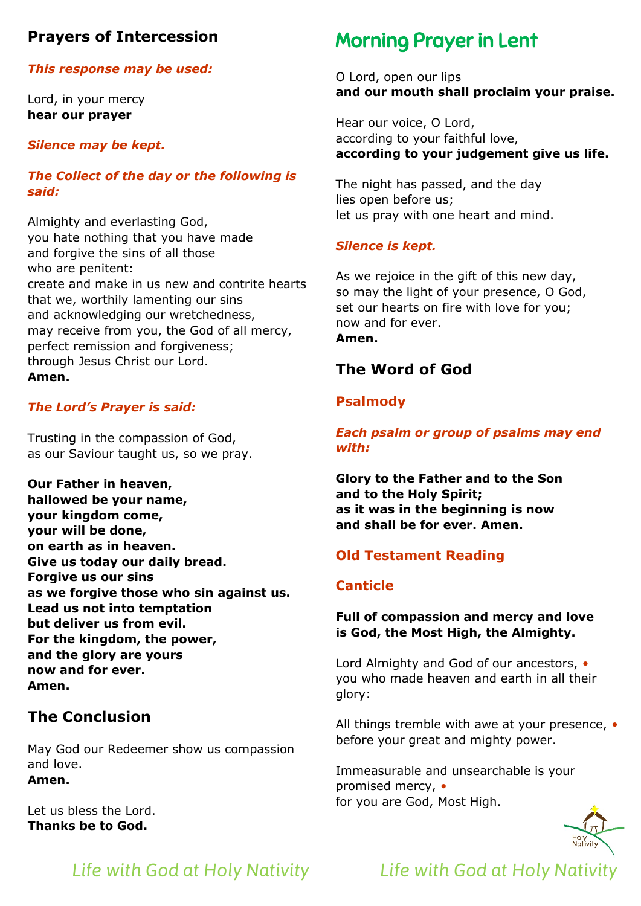## Prayers of Intercession

*This response may be used:*

Lord, in your mercy
**hear our prayer**

*Silence may be kept.*

*The Collect of the day or the following is said:*

Almighty and everlasting God,
you hate nothing that you have made
and forgive the sins of all those
who are penitent:
create and make in us new and contrite hearts
that we, worthily lamenting our sins
and acknowledging our wretchedness,
may receive from you, the God of all mercy,
perfect remission and forgiveness;
through Jesus Christ our Lord.
**Amen.**

*The Lord's Prayer is said:*

Trusting in the compassion of God,
as our Saviour taught us, so we pray.

**Our Father in heaven,
hallowed be your name,
your kingdom come,
your will be done,
on earth as in heaven.
Give us today our daily bread.
Forgive us our sins
as we forgive those who sin against us.
Lead us not into temptation
but deliver us from evil.
For the kingdom, the power,
and the glory are yours
now and for ever.
Amen.**

## The Conclusion

May God our Redeemer show us compassion
and love.
**Amen.**

Let us bless the Lord.
**Thanks be to God.**

# Morning Prayer in Lent

O Lord, open our lips
**and our mouth shall proclaim your praise.**

Hear our voice, O Lord,
according to your faithful love,
**according to your judgement give us life.**

The night has passed, and the day
lies open before us;
let us pray with one heart and mind.

*Silence is kept.*

As we rejoice in the gift of this new day,
so may the light of your presence, O God,
set our hearts on fire with love for you;
now and for ever.
**Amen.**

## The Word of God

### Psalmody

*Each psalm or group of psalms may end with:*

**Glory to the Father and to the Son
and to the Holy Spirit;
as it was in the beginning is now
and shall be for ever. Amen.**

### Old Testament Reading

### Canticle

**Full of compassion and mercy and love
is God, the Most High, the Almighty.**

Lord Almighty and God of our ancestors, •
you who made heaven and earth in all their
glory:

All things tremble with awe at your presence, •
before your great and mighty power.

Immeasurable and unsearchable is your
promised mercy, •
for you are God, Most High.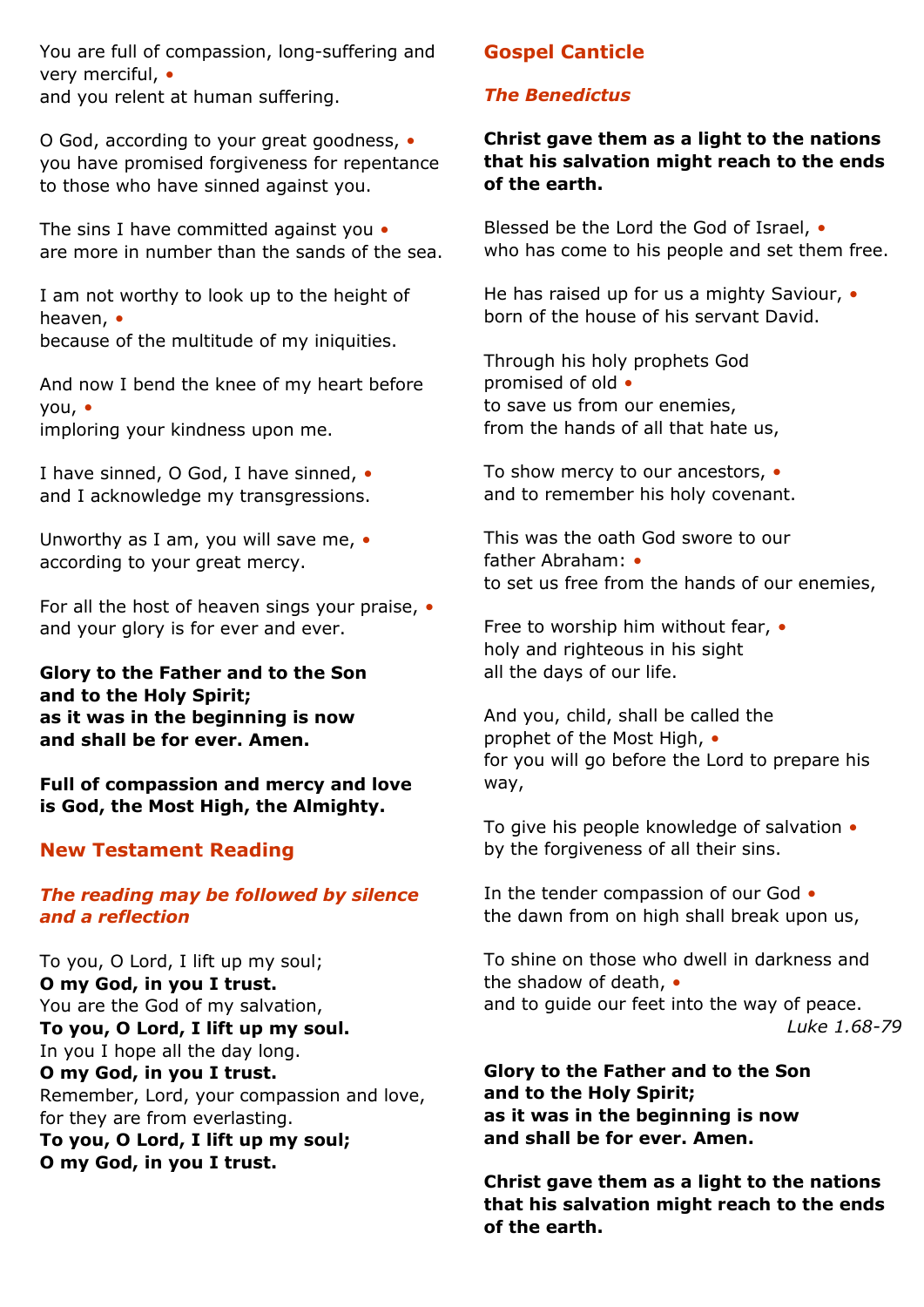You are full of compassion, long-suffering and very merciful, •
and you relent at human suffering.

O God, according to your great goodness, •
you have promised forgiveness for repentance
to those who have sinned against you.

The sins I have committed against you •
are more in number than the sands of the sea.

I am not worthy to look up to the height of heaven, •
because of the multitude of my iniquities.

And now I bend the knee of my heart before you, •
imploring your kindness upon me.

I have sinned, O God, I have sinned, •
and I acknowledge my transgressions.

Unworthy as I am, you will save me, •
according to your great mercy.

For all the host of heaven sings your praise, •
and your glory is for ever and ever.

**Glory to the Father and to the Son**
**and to the Holy Spirit;**
**as it was in the beginning is now**
**and shall be for ever. Amen.**

**Full of compassion and mercy and love**
**is God, the Most High, the Almighty.**

## New Testament Reading

***The reading may be followed by silence and a reflection***

To you, O Lord, I lift up my soul;
**O my God, in you I trust.**
You are the God of my salvation,
**To you, O Lord, I lift up my soul.**
In you I hope all the day long.
**O my God, in you I trust.**
Remember, Lord, your compassion and love,
for they are from everlasting.
**To you, O Lord, I lift up my soul;**
**O my God, in you I trust.**

## Gospel Canticle

### *The Benedictus*

**Christ gave them as a light to the nations that his salvation might reach to the ends of the earth.**

Blessed be the Lord the God of Israel, •
who has come to his people and set them free.

He has raised up for us a mighty Saviour, •
born of the house of his servant David.

Through his holy prophets God
promised of old •
to save us from our enemies,
from the hands of all that hate us,

To show mercy to our ancestors, •
and to remember his holy covenant.

This was the oath God swore to our
father Abraham: •
to set us free from the hands of our enemies,

Free to worship him without fear, •
holy and righteous in his sight
all the days of our life.

And you, child, shall be called the
prophet of the Most High, •
for you will go before the Lord to prepare his way,

To give his people knowledge of salvation •
by the forgiveness of all their sins.

In the tender compassion of our God •
the dawn from on high shall break upon us,

To shine on those who dwell in darkness and the shadow of death, •
and to guide our feet into the way of peace.

*Luke 1.68-79*

**Glory to the Father and to the Son**
**and to the Holy Spirit;**
**as it was in the beginning is now**
**and shall be for ever. Amen.**

**Christ gave them as a light to the nations that his salvation might reach to the ends of the earth.**